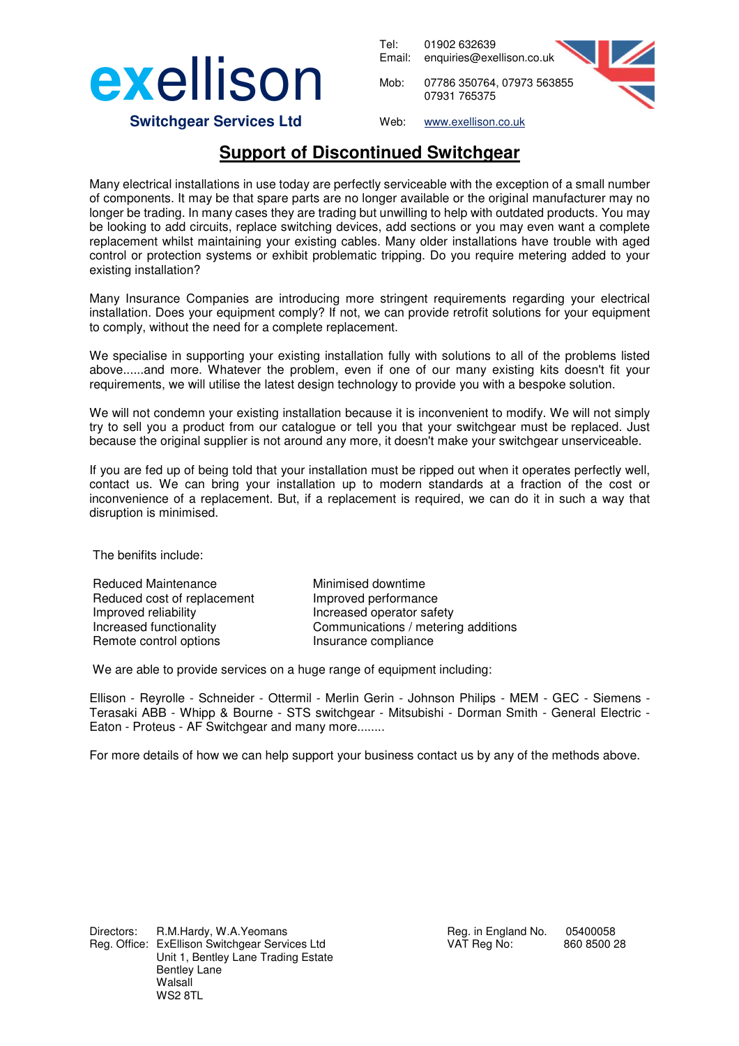**exellison**

**Switchgear Services Ltd**

Tel: 01902 632639
Email: enquiries@exellison.co.uk

Mob: 07786 350764, 07973 563855
07931 765375

Web: www.exellison.co.uk

# Support of Discontinued Switchgear

Many electrical installations in use today are perfectly serviceable with the exception of a small number of components. It may be that spare parts are no longer available or the original manufacturer may no longer be trading. In many cases they are trading but unwilling to help with outdated products. You may be looking to add circuits, replace switching devices, add sections or you may even want a complete replacement whilst maintaining your existing cables. Many older installations have trouble with aged control or protection systems or exhibit problematic tripping. Do you require metering added to your existing installation?

Many Insurance Companies are introducing more stringent requirements regarding your electrical installation. Does your equipment comply? If not, we can provide retrofit solutions for your equipment to comply, without the need for a complete replacement.

We specialise in supporting your existing installation fully with solutions to all of the problems listed above......and more. Whatever the problem, even if one of our many existing kits doesn't fit your requirements, we will utilise the latest design technology to provide you with a bespoke solution.

We will not condemn your existing installation because it is inconvenient to modify. We will not simply try to sell you a product from our catalogue or tell you that your switchgear must be replaced. Just because the original supplier is not around any more, it doesn't make your switchgear unserviceable.

If you are fed up of being told that your installation must be ripped out when it operates perfectly well, contact us. We can bring your installation up to modern standards at a fraction of the cost or inconvenience of a replacement. But, if a replacement is required, we can do it in such a way that disruption is minimised.

The benifits include:

- Reduced Maintenance
- Reduced cost of replacement
- Improved reliability
- Increased functionality
- Remote control options
- Minimised downtime
- Improved performance
- Increased operator safety
- Communications / metering additions
- Insurance compliance

We are able to provide services on a huge range of equipment including:

Ellison - Reyrolle - Schneider - Ottermil - Merlin Gerin - Johnson Philips - MEM - GEC - Siemens - Terasaki ABB - Whipp & Bourne - STS switchgear - Mitsubishi - Dorman Smith - General Electric - Eaton - Proteus - AF Switchgear and many more........

For more details of how we can help support your business contact us by any of the methods above.

Directors: R.M.Hardy, W.A.Yeomans
Reg. Office: ExEllison Switchgear Services Ltd
Unit 1, Bentley Lane Trading Estate
Bentley Lane
Walsall
WS2 8TL

Reg. in England No. 05400058
VAT Reg No: 860 8500 28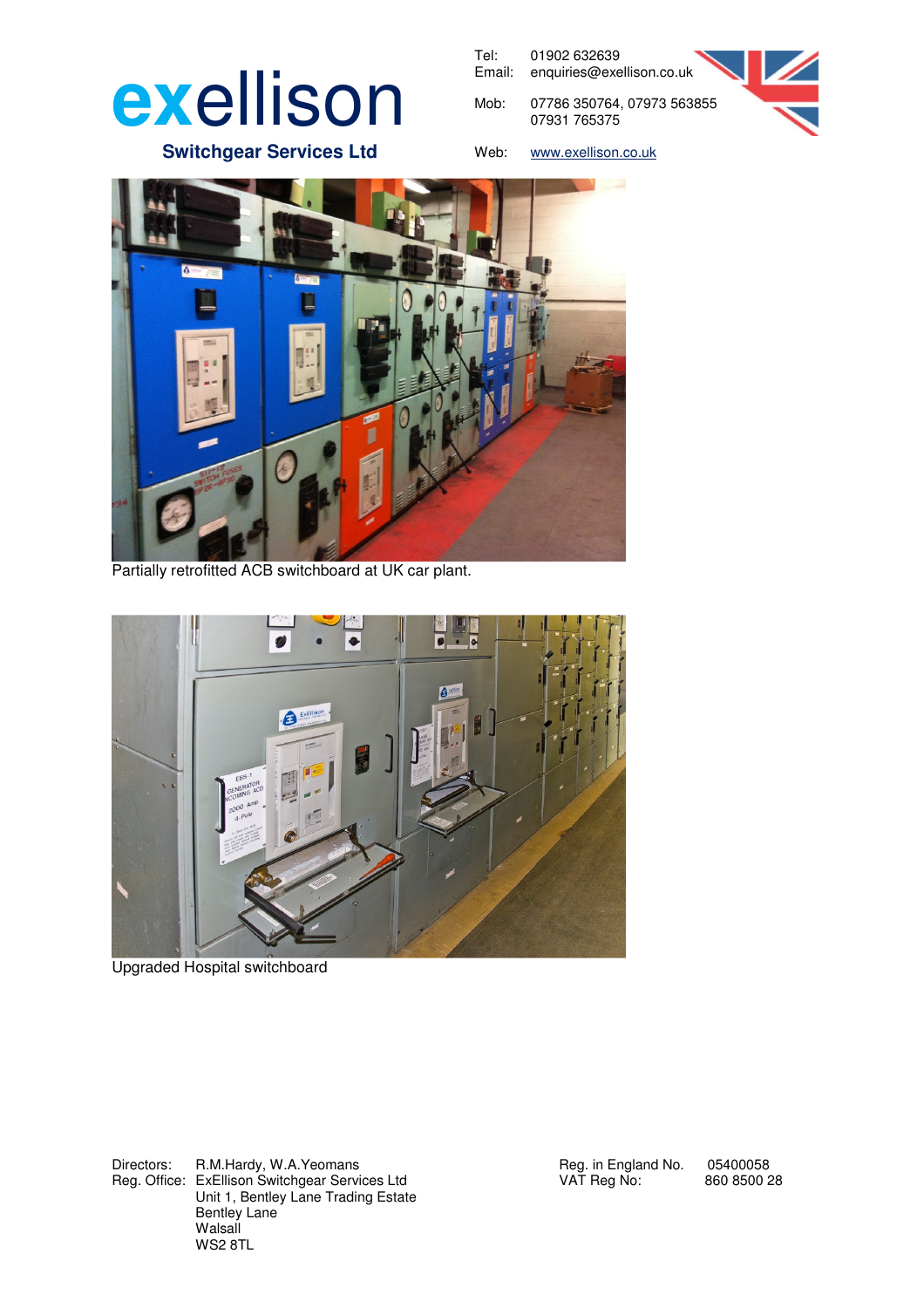# exellison

**Switchgear Services Ltd**

Tel: 01902 632639
Email: enquiries@exellison.co.uk

Mob: 07786 350764, 07973 563855
07931 765375

Web: www.exellison.co.uk

Partially retrofitted ACB switchboard at UK car plant.

Upgraded Hospital switchboard

Directors: R.M.Hardy, W.A.Yeomans
Reg. Office: ExEllison Switchgear Services Ltd
Unit 1, Bentley Lane Trading Estate
Bentley Lane
Walsall
WS2 8TL

Reg. in England No. 05400058
VAT Reg No: 860 8500 28